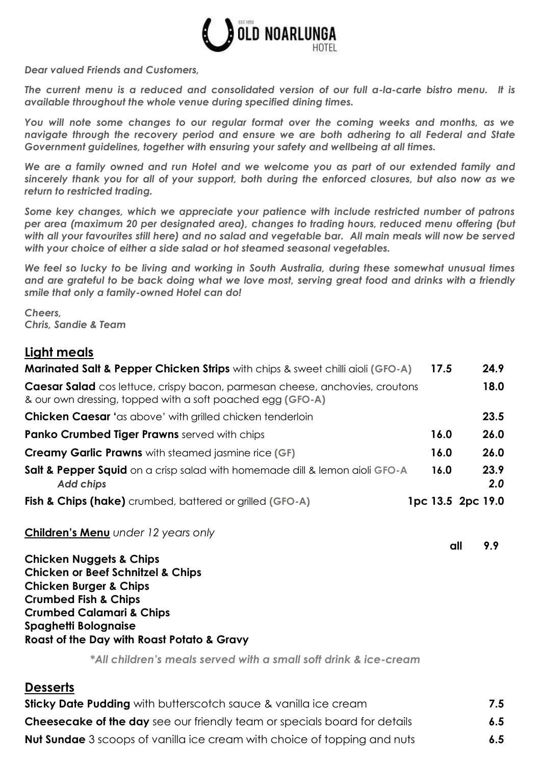# OLD NOARLUNGA HOTEL

EST. 1850

***Dear valued Friends and Customers,***

***The current menu is a reduced and consolidated version of our full a-la-carte bistro menu. It is available throughout the whole venue during specified dining times.***

***You will note some changes to our regular format over the coming weeks and months, as we navigate through the recovery period and ensure we are both adhering to all Federal and State Government guidelines, together with ensuring your safety and wellbeing at all times.***

***We are a family owned and run Hotel and we welcome you as part of our extended family and sincerely thank you for all of your support, both during the enforced closures, but also now as we return to restricted trading.***

***Some key changes, which we appreciate your patience with include restricted number of patrons per area (maximum 20 per designated area), changes to trading hours, reduced menu offering (but with all your favourites still here) and no salad and vegetable bar. All main meals will now be served with your choice of either a side salad or hot steamed seasonal vegetables.***

***We feel so lucky to be living and working in South Australia, during these somewhat unusual times and are grateful to be back doing what we love most, serving great food and drinks with a friendly smile that only a family-owned Hotel can do!***

***Cheers,***
***Chris, Sandie & Team***

## Light meals

| Item | | |
|---|---|---|
| **Marinated Salt & Pepper Chicken Strips** with chips & sweet chilli aioli **(GFO-A)** | **17.5** | **24.9** |
| **Caesar Salad** cos lettuce, crispy bacon, parmesan cheese, anchovies, croutons & our own dressing, topped with a soft poached egg **(GFO-A)** | | **18.0** |
| **Chicken Caesar** 'as above' with grilled chicken tenderloin | | **23.5** |
| **Panko Crumbed Tiger Prawns** served with chips | **16.0** | **26.0** |
| **Creamy Garlic Prawns** with steamed jasmine rice **(GF)** | **16.0** | **26.0** |
| **Salt & Pepper Squid** on a crisp salad with homemade dill & lemon aioli **GFO-A** | **16.0** | **23.9** |
| ***Add chips*** | | ***2.0*** |
| **Fish & Chips (hake)** crumbed, battered or grilled **(GFO-A)** | **1pc 13.5** | **2pc 19.0** |

**Children's Menu** *under 12 years only* — **all 9.9**

**Chicken Nuggets & Chips**
**Chicken or Beef Schnitzel & Chips**
**Chicken Burger & Chips**
**Crumbed Fish & Chips**
**Crumbed Calamari & Chips**
**Spaghetti Bolognaise**
**Roast of the Day with Roast Potato & Gravy**

***\*All children's meals served with a small soft drink & ice-cream***

## Desserts

| Item | Price |
|---|---|
| **Sticky Date Pudding** with butterscotch sauce & vanilla ice cream | **7.5** |
| **Cheesecake of the day** see our friendly team or specials board for details | **6.5** |
| **Nut Sundae** 3 scoops of vanilla ice cream with choice of topping and nuts | **6.5** |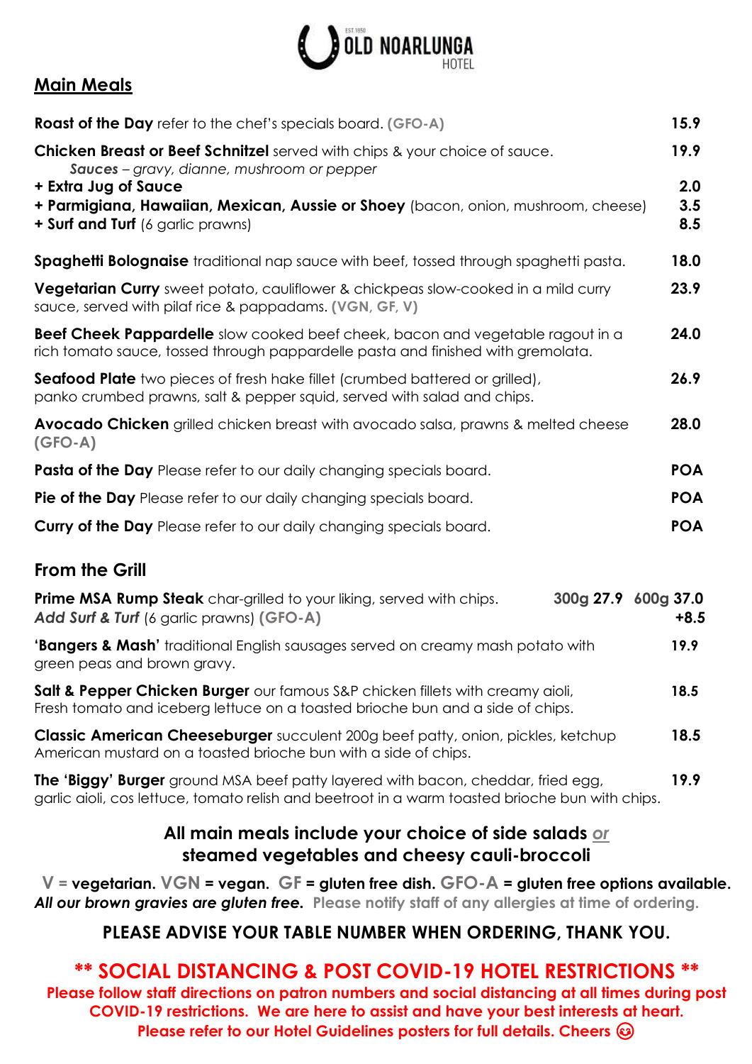**OLD NOARLUNGA HOTEL** EST.1850

## Main Meals

| | |
|---|---|
| **Roast of the Day** refer to the chef's specials board. **(GFO-A)** | **15.9** |
| **Chicken Breast or Beef Schnitzel** served with chips & your choice of sauce. *Sauces – gravy, dianne, mushroom or pepper* | **19.9** |
| **+ Extra Jug of Sauce** | **2.0** |
| **+ Parmigiana, Hawaiian, Mexican, Aussie or Shoey** (bacon, onion, mushroom, cheese) | **3.5** |
| **+ Surf and Turf** (6 garlic prawns) | **8.5** |
| **Spaghetti Bolognaise** traditional nap sauce with beef, tossed through spaghetti pasta. | **18.0** |
| **Vegetarian Curry** sweet potato, cauliflower & chickpeas slow-cooked in a mild curry sauce, served with pilaf rice & pappadams. **(VGN, GF, V)** | **23.9** |
| **Beef Cheek Pappardelle** slow cooked beef cheek, bacon and vegetable ragout in a rich tomato sauce, tossed through pappardelle pasta and finished with gremolata. | **24.0** |
| **Seafood Plate** two pieces of fresh hake fillet (crumbed battered or grilled), panko crumbed prawns, salt & pepper squid, served with salad and chips. | **26.9** |
| **Avocado Chicken** grilled chicken breast with avocado salsa, prawns & melted cheese **(GFO-A)** | **28.0** |
| **Pasta of the Day** Please refer to our daily changing specials board. | **POA** |
| **Pie of the Day** Please refer to our daily changing specials board. | **POA** |
| **Curry of the Day** Please refer to our daily changing specials board. | **POA** |

## From the Grill

| | |
|---|---|
| **Prime MSA Rump Steak** char-grilled to your liking, served with chips. | **300g 27.9 600g 37.0** |
| ***Add Surf & Turf*** (6 garlic prawns) **(GFO-A)** | **+8.5** |
| **'Bangers & Mash'** traditional English sausages served on creamy mash potato with green peas and brown gravy. | **19.9** |
| **Salt & Pepper Chicken Burger** our famous S&P chicken fillets with creamy aioli, Fresh tomato and iceberg lettuce on a toasted brioche bun and a side of chips. | **18.5** |
| **Classic American Cheeseburger** succulent 200g beef patty, onion, pickles, ketchup American mustard on a toasted brioche bun with a side of chips. | **18.5** |
| **The 'Biggy' Burger** ground MSA beef patty layered with bacon, cheddar, fried egg, garlic aioli, cos lettuce, tomato relish and beetroot in a warm toasted brioche bun with chips. | **19.9** |

**All main meals include your choice of side salads *or* steamed vegetables and cheesy cauli-broccoli**

**V = vegetarian. VGN = vegan. GF = gluten free dish. GFO-A = gluten free options available.**
***All our brown gravies are gluten free.*** **Please notify staff of any allergies at time of ordering.**

**PLEASE ADVISE YOUR TABLE NUMBER WHEN ORDERING, THANK YOU.**

**\*\* SOCIAL DISTANCING & POST COVID-19 HOTEL RESTRICTIONS \*\***

**Please follow staff directions on patron numbers and social distancing at all times during post COVID-19 restrictions. We are here to assist and have your best interests at heart. Please refer to our Hotel Guidelines posters for full details. Cheers 😉**